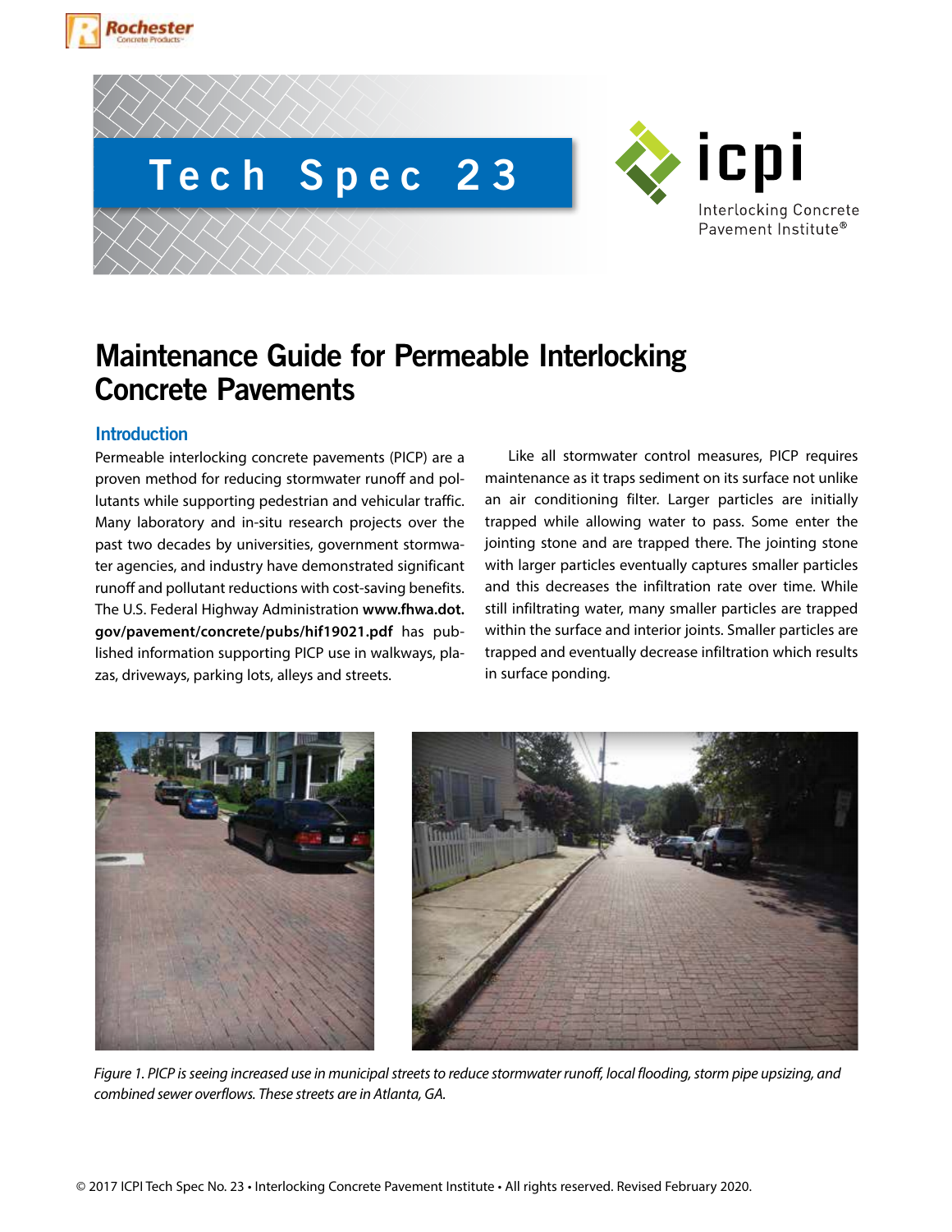Tech Spec 23

icpi Interlocking Concrete Pavement Institute®

# Maintenance Guide for Permeable Interlocking Concrete Pavements

## Introduction

Permeable interlocking concrete pavements (PICP) are a proven method for reducing stormwater runoff and pollutants while supporting pedestrian and vehicular traffic. Many laboratory and in-situ research projects over the past two decades by universities, government stormwater agencies, and industry have demonstrated significant runoff and pollutant reductions with cost-saving benefits. The U.S. Federal Highway Administration **www.fhwa.dot.gov/pavement/concrete/pubs/hif19021.pdf** has published information supporting PICP use in walkways, plazas, driveways, parking lots, alleys and streets.

Like all stormwater control measures, PICP requires maintenance as it traps sediment on its surface not unlike an air conditioning filter. Larger particles are initially trapped while allowing water to pass. Some enter the jointing stone and are trapped there. The jointing stone with larger particles eventually captures smaller particles and this decreases the infiltration rate over time. While still infiltrating water, many smaller particles are trapped within the surface and interior joints. Smaller particles are trapped and eventually decrease infiltration which results in surface ponding.

*Figure 1. PICP is seeing increased use in municipal streets to reduce stormwater runoff, local flooding, storm pipe upsizing, and combined sewer overflows. These streets are in Atlanta, GA.*

© 2017 ICPI Tech Spec No. 23 • Interlocking Concrete Pavement Institute • All rights reserved. Revised February 2020.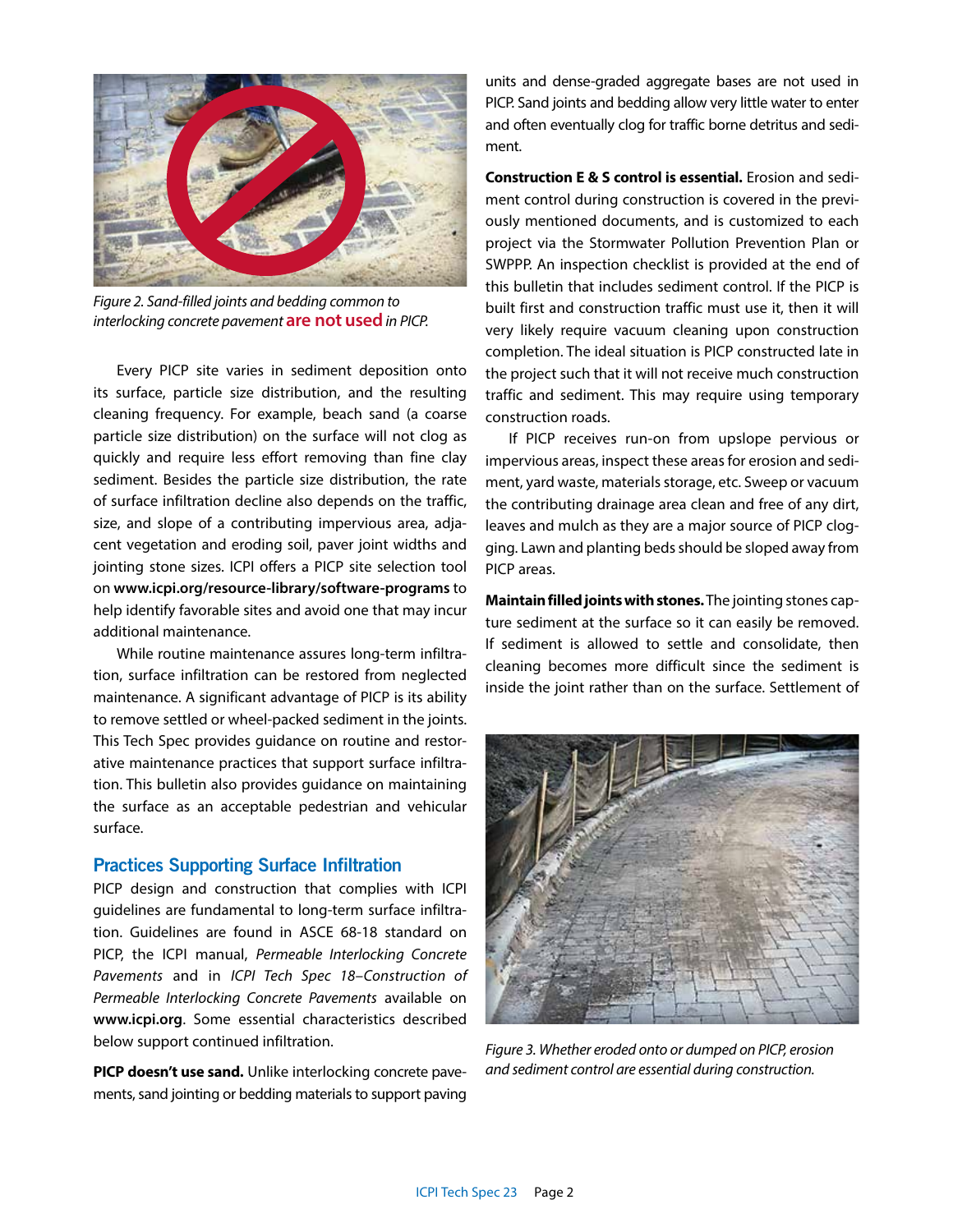*Figure 2. Sand-filled joints and bedding common to interlocking concrete pavement* **are not used** *in PICP.*

Every PICP site varies in sediment deposition onto its surface, particle size distribution, and the resulting cleaning frequency. For example, beach sand (a coarse particle size distribution) on the surface will not clog as quickly and require less effort removing than fine clay sediment. Besides the particle size distribution, the rate of surface infiltration decline also depends on the traffic, size, and slope of a contributing impervious area, adjacent vegetation and eroding soil, paver joint widths and jointing stone sizes. ICPI offers a PICP site selection tool on **www.icpi.org/resource-library/software-programs** to help identify favorable sites and avoid one that may incur additional maintenance.

While routine maintenance assures long-term infiltration, surface infiltration can be restored from neglected maintenance. A significant advantage of PICP is its ability to remove settled or wheel-packed sediment in the joints. This Tech Spec provides guidance on routine and restorative maintenance practices that support surface infiltration. This bulletin also provides guidance on maintaining the surface as an acceptable pedestrian and vehicular surface.

## Practices Supporting Surface Infiltration

PICP design and construction that complies with ICPI guidelines are fundamental to long-term surface infiltration. Guidelines are found in ASCE 68-18 standard on PICP, the ICPI manual, *Permeable Interlocking Concrete Pavements* and in *ICPI Tech Spec 18–Construction of Permeable Interlocking Concrete Pavements* available on **www.icpi.org**. Some essential characteristics described below support continued infiltration.

**PICP doesn't use sand.** Unlike interlocking concrete pavements, sand jointing or bedding materials to support paving units and dense-graded aggregate bases are not used in PICP. Sand joints and bedding allow very little water to enter and often eventually clog for traffic borne detritus and sediment.

**Construction E & S control is essential.** Erosion and sediment control during construction is covered in the previously mentioned documents, and is customized to each project via the Stormwater Pollution Prevention Plan or SWPPP. An inspection checklist is provided at the end of this bulletin that includes sediment control. If the PICP is built first and construction traffic must use it, then it will very likely require vacuum cleaning upon construction completion. The ideal situation is PICP constructed late in the project such that it will not receive much construction traffic and sediment. This may require using temporary construction roads.

If PICP receives run-on from upslope pervious or impervious areas, inspect these areas for erosion and sediment, yard waste, materials storage, etc. Sweep or vacuum the contributing drainage area clean and free of any dirt, leaves and mulch as they are a major source of PICP clogging. Lawn and planting beds should be sloped away from PICP areas.

**Maintain filled joints with stones.** The jointing stones capture sediment at the surface so it can easily be removed. If sediment is allowed to settle and consolidate, then cleaning becomes more difficult since the sediment is inside the joint rather than on the surface. Settlement of

*Figure 3. Whether eroded onto or dumped on PICP, erosion and sediment control are essential during construction.*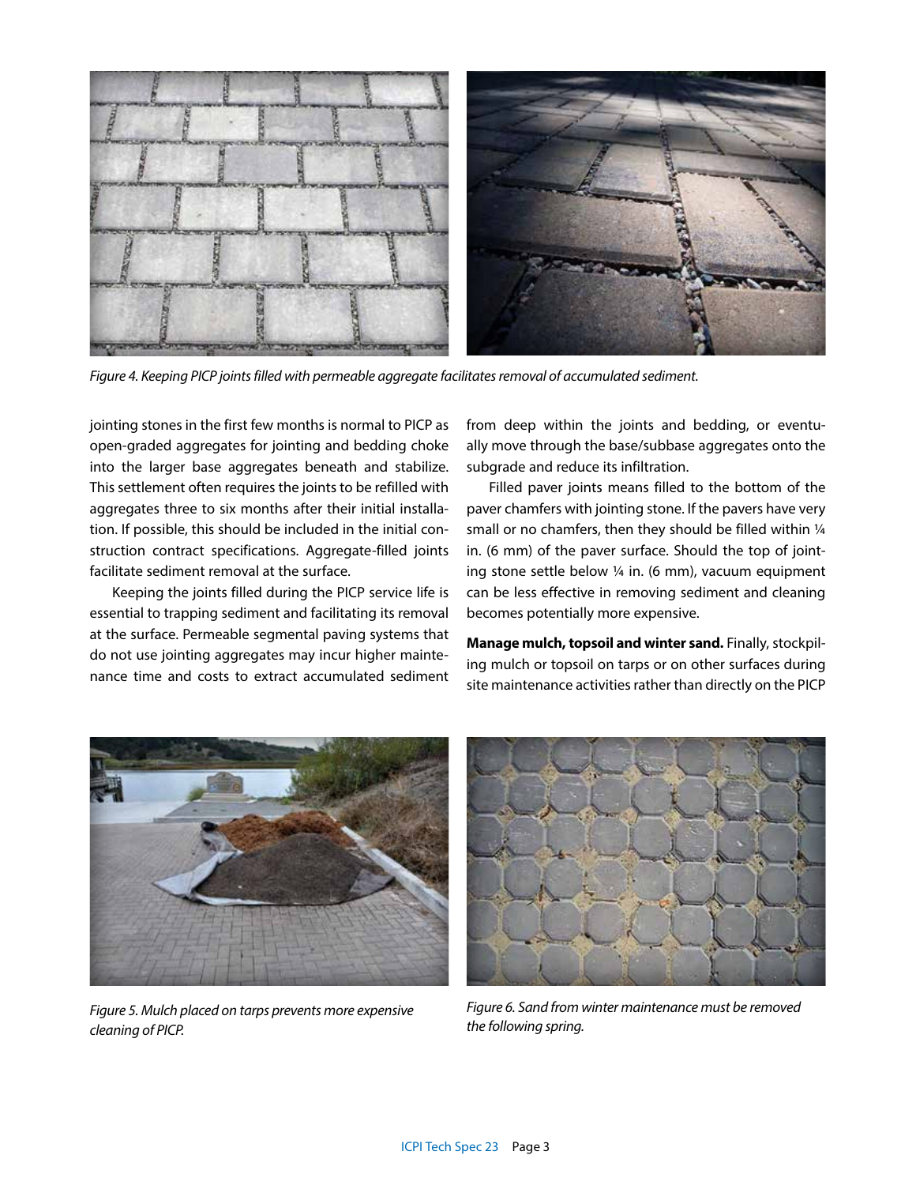*Figure 4. Keeping PICP joints filled with permeable aggregate facilitates removal of accumulated sediment.*

jointing stones in the first few months is normal to PICP as open-graded aggregates for jointing and bedding choke into the larger base aggregates beneath and stabilize. This settlement often requires the joints to be refilled with aggregates three to six months after their initial installation. If possible, this should be included in the initial construction contract specifications. Aggregate-filled joints facilitate sediment removal at the surface.

Keeping the joints filled during the PICP service life is essential to trapping sediment and facilitating its removal at the surface. Permeable segmental paving systems that do not use jointing aggregates may incur higher maintenance time and costs to extract accumulated sediment from deep within the joints and bedding, or eventually move through the base/subbase aggregates onto the subgrade and reduce its infiltration.

Filled paver joints means filled to the bottom of the paver chamfers with jointing stone. If the pavers have very small or no chamfers, then they should be filled within ¼ in. (6 mm) of the paver surface. Should the top of jointing stone settle below ¼ in. (6 mm), vacuum equipment can be less effective in removing sediment and cleaning becomes potentially more expensive.

**Manage mulch, topsoil and winter sand.** Finally, stockpiling mulch or topsoil on tarps or on other surfaces during site maintenance activities rather than directly on the PICP

*Figure 5. Mulch placed on tarps prevents more expensive cleaning of PICP.*

*Figure 6. Sand from winter maintenance must be removed the following spring.*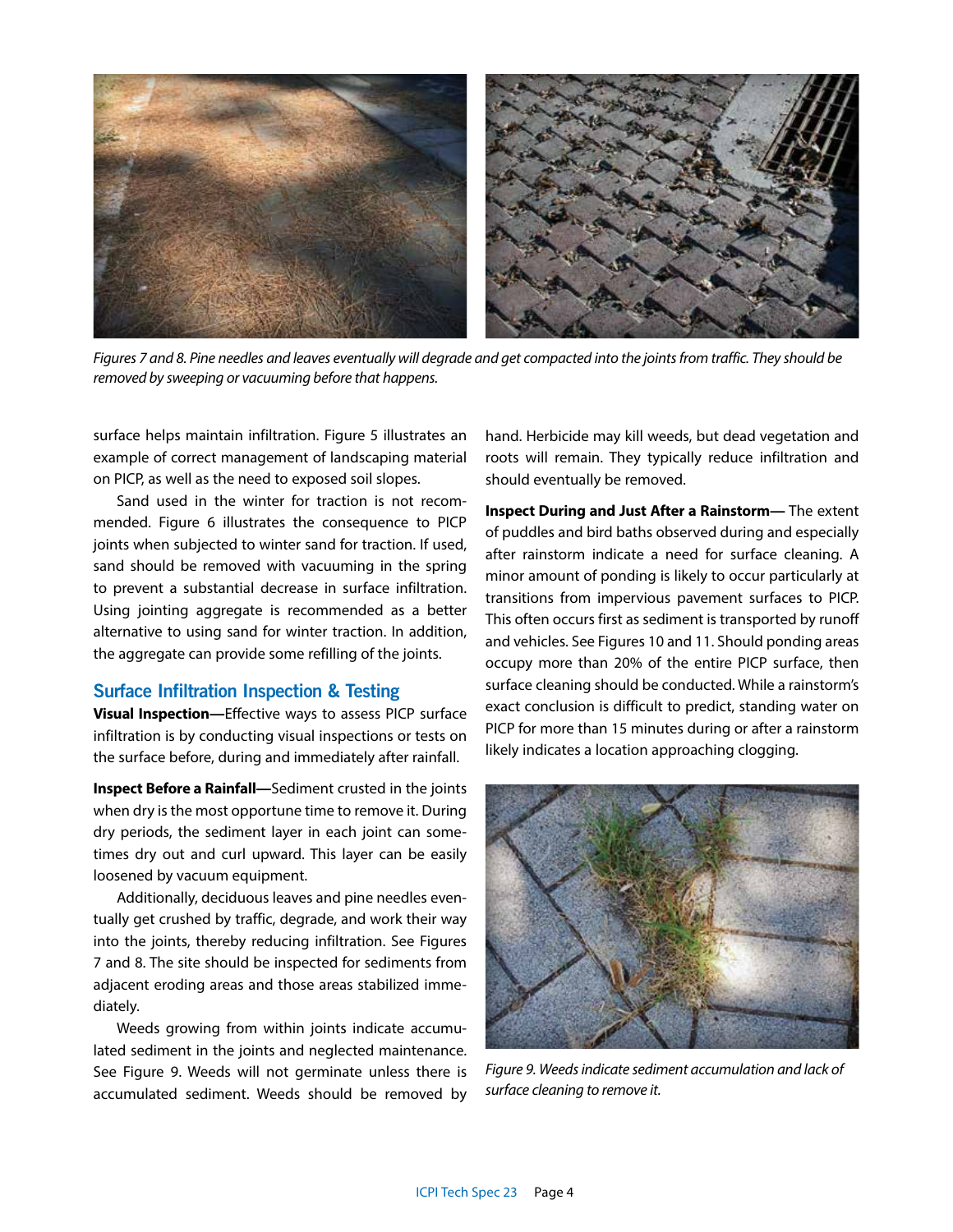*Figures 7 and 8. Pine needles and leaves eventually will degrade and get compacted into the joints from traffic. They should be removed by sweeping or vacuuming before that happens.*

surface helps maintain infiltration. Figure 5 illustrates an example of correct management of landscaping material on PICP, as well as the need to exposed soil slopes.

Sand used in the winter for traction is not recommended. Figure 6 illustrates the consequence to PICP joints when subjected to winter sand for traction. If used, sand should be removed with vacuuming in the spring to prevent a substantial decrease in surface infiltration. Using jointing aggregate is recommended as a better alternative to using sand for winter traction. In addition, the aggregate can provide some refilling of the joints.

## Surface Infiltration Inspection & Testing

**Visual Inspection—**Effective ways to assess PICP surface infiltration is by conducting visual inspections or tests on the surface before, during and immediately after rainfall.

**Inspect Before a Rainfall—**Sediment crusted in the joints when dry is the most opportune time to remove it. During dry periods, the sediment layer in each joint can sometimes dry out and curl upward. This layer can be easily loosened by vacuum equipment.

Additionally, deciduous leaves and pine needles eventually get crushed by traffic, degrade, and work their way into the joints, thereby reducing infiltration. See Figures 7 and 8. The site should be inspected for sediments from adjacent eroding areas and those areas stabilized immediately.

Weeds growing from within joints indicate accumulated sediment in the joints and neglected maintenance. See Figure 9. Weeds will not germinate unless there is accumulated sediment. Weeds should be removed by hand. Herbicide may kill weeds, but dead vegetation and roots will remain. They typically reduce infiltration and should eventually be removed.

**Inspect During and Just After a Rainstorm—** The extent of puddles and bird baths observed during and especially after rainstorm indicate a need for surface cleaning. A minor amount of ponding is likely to occur particularly at transitions from impervious pavement surfaces to PICP. This often occurs first as sediment is transported by runoff and vehicles. See Figures 10 and 11. Should ponding areas occupy more than 20% of the entire PICP surface, then surface cleaning should be conducted. While a rainstorm's exact conclusion is difficult to predict, standing water on PICP for more than 15 minutes during or after a rainstorm likely indicates a location approaching clogging.

*Figure 9. Weeds indicate sediment accumulation and lack of surface cleaning to remove it.*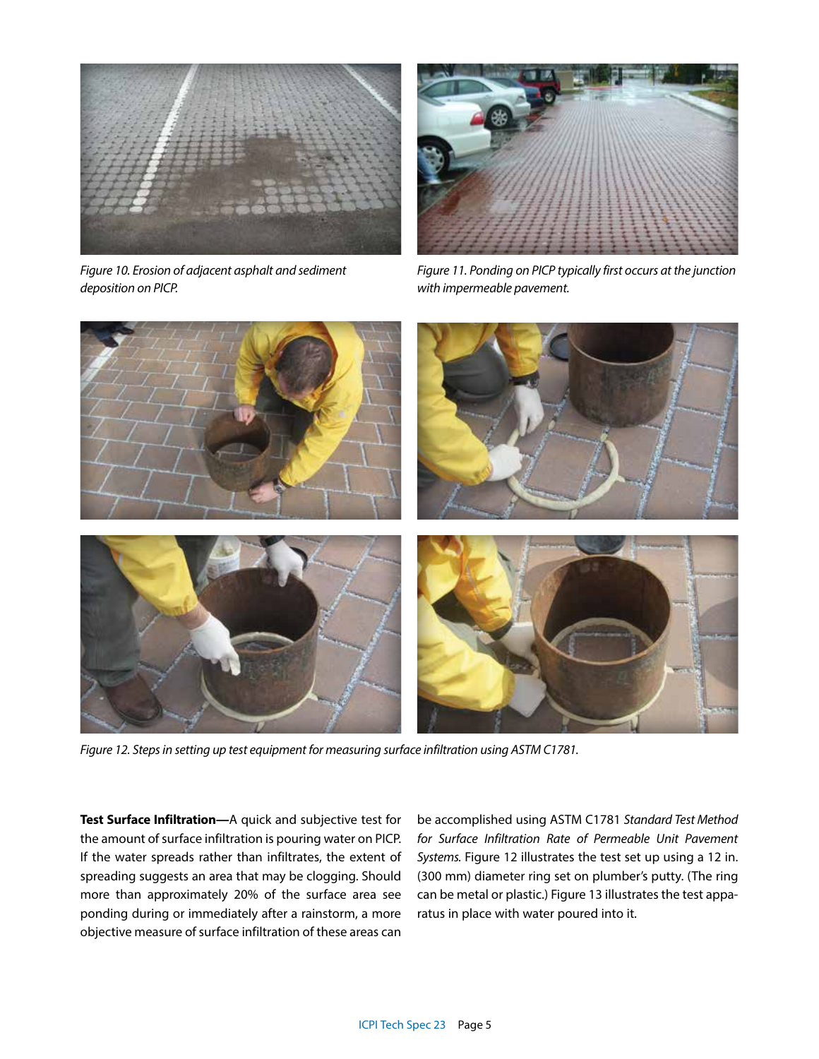*Figure 10. Erosion of adjacent asphalt and sediment deposition on PICP.*

*Figure 11. Ponding on PICP typically first occurs at the junction with impermeable pavement.*

*Figure 12. Steps in setting up test equipment for measuring surface infiltration using ASTM C1781.*

**Test Surface Infiltration—**A quick and subjective test for the amount of surface infiltration is pouring water on PICP. If the water spreads rather than infiltrates, the extent of spreading suggests an area that may be clogging. Should more than approximately 20% of the surface area see ponding during or immediately after a rainstorm, a more objective measure of surface infiltration of these areas can be accomplished using ASTM C1781 *Standard Test Method for Surface Infiltration Rate of Permeable Unit Pavement Systems.* Figure 12 illustrates the test set up using a 12 in. (300 mm) diameter ring set on plumber's putty. (The ring can be metal or plastic.) Figure 13 illustrates the test apparatus in place with water poured into it.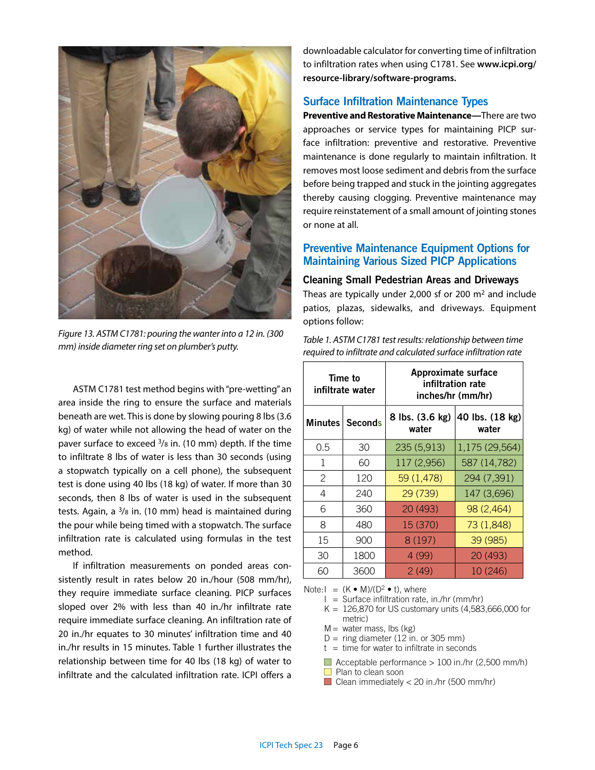*Figure 13. ASTM C1781: pouring the wanter into a 12 in. (300 mm) inside diameter ring set on plumber's putty.*

ASTM C1781 test method begins with "pre-wetting" an area inside the ring to ensure the surface and materials beneath are wet. This is done by slowing pouring 8 lbs (3.6 kg) of water while not allowing the head of water on the paver surface to exceed 3/8 in. (10 mm) depth. If the time to infiltrate 8 lbs of water is less than 30 seconds (using a stopwatch typically on a cell phone), the subsequent test is done using 40 lbs (18 kg) of water. If more than 30 seconds, then 8 lbs of water is used in the subsequent tests. Again, a 3/8 in. (10 mm) head is maintained during the pour while being timed with a stopwatch. The surface infiltration rate is calculated using formulas in the test method.

If infiltration measurements on ponded areas consistently result in rates below 20 in./hour (508 mm/hr), they require immediate surface cleaning. PICP surfaces sloped over 2% with less than 40 in./hr infiltrate rate require immediate surface cleaning. An infiltration rate of 20 in./hr equates to 30 minutes' infiltration time and 40 in./hr results in 15 minutes. Table 1 further illustrates the relationship between time for 40 lbs (18 kg) of water to infiltrate and the calculated infiltration rate. ICPI offers a downloadable calculator for converting time of infiltration to infiltration rates when using C1781. See **www.icpi.org/resource-library/software-programs.**

## Surface Infiltration Maintenance Types

**Preventive and Restorative Maintenance—**There are two approaches or service types for maintaining PICP surface infiltration: preventive and restorative. Preventive maintenance is done regularly to maintain infiltration. It removes most loose sediment and debris from the surface before being trapped and stuck in the jointing aggregates thereby causing clogging. Preventive maintenance may require reinstatement of a small amount of jointing stones or none at all.

## Preventive Maintenance Equipment Options for Maintaining Various Sized PICP Applications

### Cleaning Small Pedestrian Areas and Driveways

Theas are typically under 2,000 sf or 200 m² and include patios, plazas, sidewalks, and driveways. Equipment options follow:

*Table 1. ASTM C1781 test results: relationship between time required to infiltrate and calculated surface infiltration rate*

| Time to infiltrate water | | Approximate surface infiltration rate inches/hr (mm/hr) | |
|---|---|---|---|
| Minutes | Seconds | 8 lbs. (3.6 kg) water | 40 lbs. (18 kg) water |
| 0.5 | 30 | 235 (5,913) | 1,175 (29,564) |
| 1 | 60 | 117 (2,956) | 587 (14,782) |
| 2 | 120 | 59 (1,478) | 294 (7,391) |
| 4 | 240 | 29 (739) | 147 (3,696) |
| 6 | 360 | 20 (493) | 98 (2,464) |
| 8 | 480 | 15 (370) | 73 (1,848) |
| 15 | 900 | 8 (197) | 39 (985) |
| 30 | 1800 | 4 (99) | 20 (493) |
| 60 | 3600 | 2 (49) | 10 (246) |

Note: $I = (K \bullet M)/(D^2 \bullet t)$, where

- I = Surface infiltration rate, in./hr (mm/hr)
- K = 126,870 for US customary units (4,583,666,000 for metric)
- M = water mass, lbs (kg)
- D = ring diameter (12 in. or 305 mm)
- t = time for water to infiltrate in seconds

- Acceptable performance > 100 in./hr (2,500 mm/h)
- Plan to clean soon
- Clean immediately < 20 in./hr (500 mm/hr)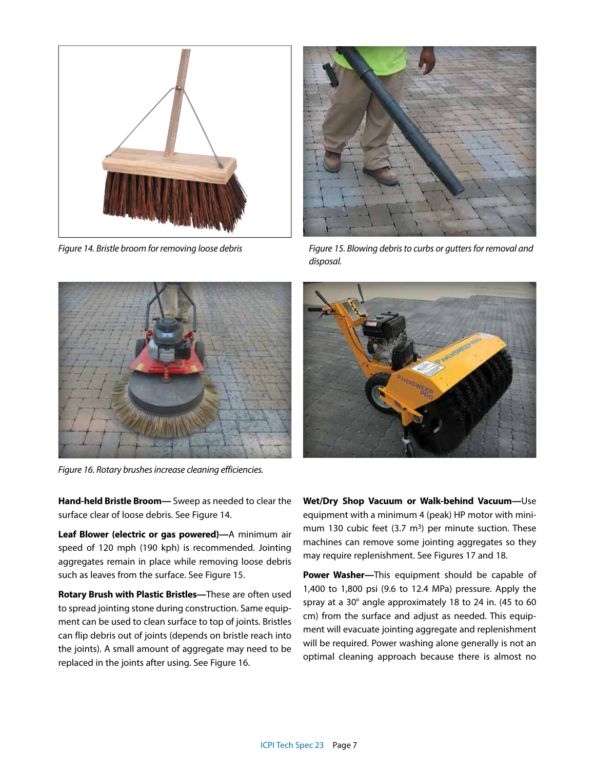*Figure 14. Bristle broom for removing loose debris*

*Figure 15. Blowing debris to curbs or gutters for removal and disposal.*

*Figure 16. Rotary brushes increase cleaning efficiencies.*

**Hand-held Bristle Broom—** Sweep as needed to clear the surface clear of loose debris. See Figure 14.

**Leaf Blower (electric or gas powered)—**A minimum air speed of 120 mph (190 kph) is recommended. Jointing aggregates remain in place while removing loose debris such as leaves from the surface. See Figure 15.

**Rotary Brush with Plastic Bristles—**These are often used to spread jointing stone during construction. Same equipment can be used to clean surface to top of joints. Bristles can flip debris out of joints (depends on bristle reach into the joints). A small amount of aggregate may need to be replaced in the joints after using. See Figure 16.

**Wet/Dry Shop Vacuum or Walk-behind Vacuum—**Use equipment with a minimum 4 (peak) HP motor with minimum 130 cubic feet (3.7 $m^3$) per minute suction. These machines can remove some jointing aggregates so they may require replenishment. See Figures 17 and 18.

**Power Washer—**This equipment should be capable of 1,400 to 1,800 psi (9.6 to 12.4 MPa) pressure. Apply the spray at a 30° angle approximately 18 to 24 in. (45 to 60 cm) from the surface and adjust as needed. This equipment will evacuate jointing aggregate and replenishment will be required. Power washing alone generally is not an optimal cleaning approach because there is almost no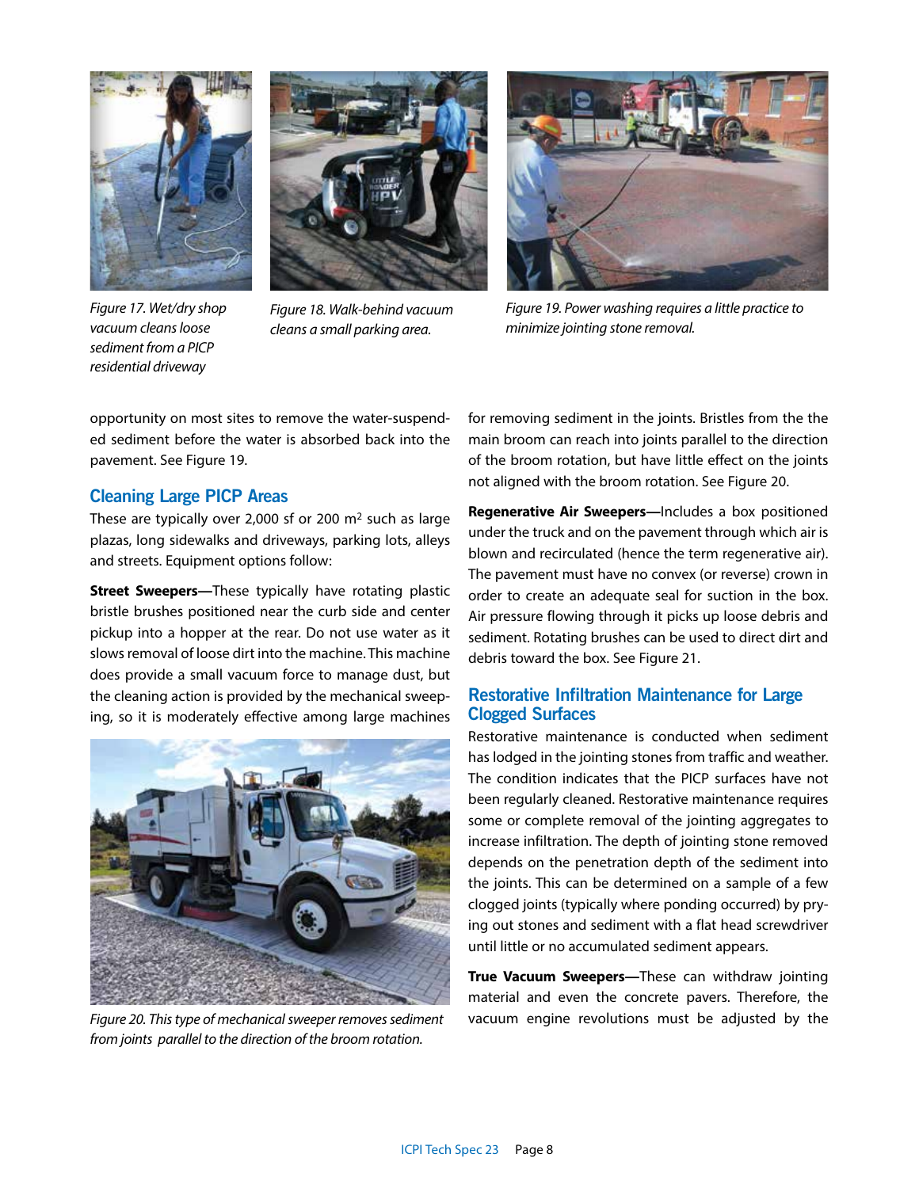Figure 17. Wet/dry shop vacuum cleans loose sediment from a PICP residential driveway

Figure 18. Walk-behind vacuum cleans a small parking area.

Figure 19. Power washing requires a little practice to minimize jointing stone removal.

opportunity on most sites to remove the water-suspended sediment before the water is absorbed back into the pavement. See Figure 19.

## Cleaning Large PICP Areas

These are typically over 2,000 sf or 200 m$^2$ such as large plazas, long sidewalks and driveways, parking lots, alleys and streets. Equipment options follow:

**Street Sweepers—**These typically have rotating plastic bristle brushes positioned near the curb side and center pickup into a hopper at the rear. Do not use water as it slows removal of loose dirt into the machine. This machine does provide a small vacuum force to manage dust, but the cleaning action is provided by the mechanical sweeping, so it is moderately effective among large machines for removing sediment in the joints. Bristles from the the main broom can reach into joints parallel to the direction of the broom rotation, but have little effect on the joints not aligned with the broom rotation. See Figure 20.

Figure 20. This type of mechanical sweeper removes sediment from joints parallel to the direction of the broom rotation.

**Regenerative Air Sweepers—**Includes a box positioned under the truck and on the pavement through which air is blown and recirculated (hence the term regenerative air). The pavement must have no convex (or reverse) crown in order to create an adequate seal for suction in the box. Air pressure flowing through it picks up loose debris and sediment. Rotating brushes can be used to direct dirt and debris toward the box. See Figure 21.

## Restorative Infiltration Maintenance for Large Clogged Surfaces

Restorative maintenance is conducted when sediment has lodged in the jointing stones from traffic and weather. The condition indicates that the PICP surfaces have not been regularly cleaned. Restorative maintenance requires some or complete removal of the jointing aggregates to increase infiltration. The depth of jointing stone removed depends on the penetration depth of the sediment into the joints. This can be determined on a sample of a few clogged joints (typically where ponding occurred) by prying out stones and sediment with a flat head screwdriver until little or no accumulated sediment appears.

**True Vacuum Sweepers—**These can withdraw jointing material and even the concrete pavers. Therefore, the vacuum engine revolutions must be adjusted by the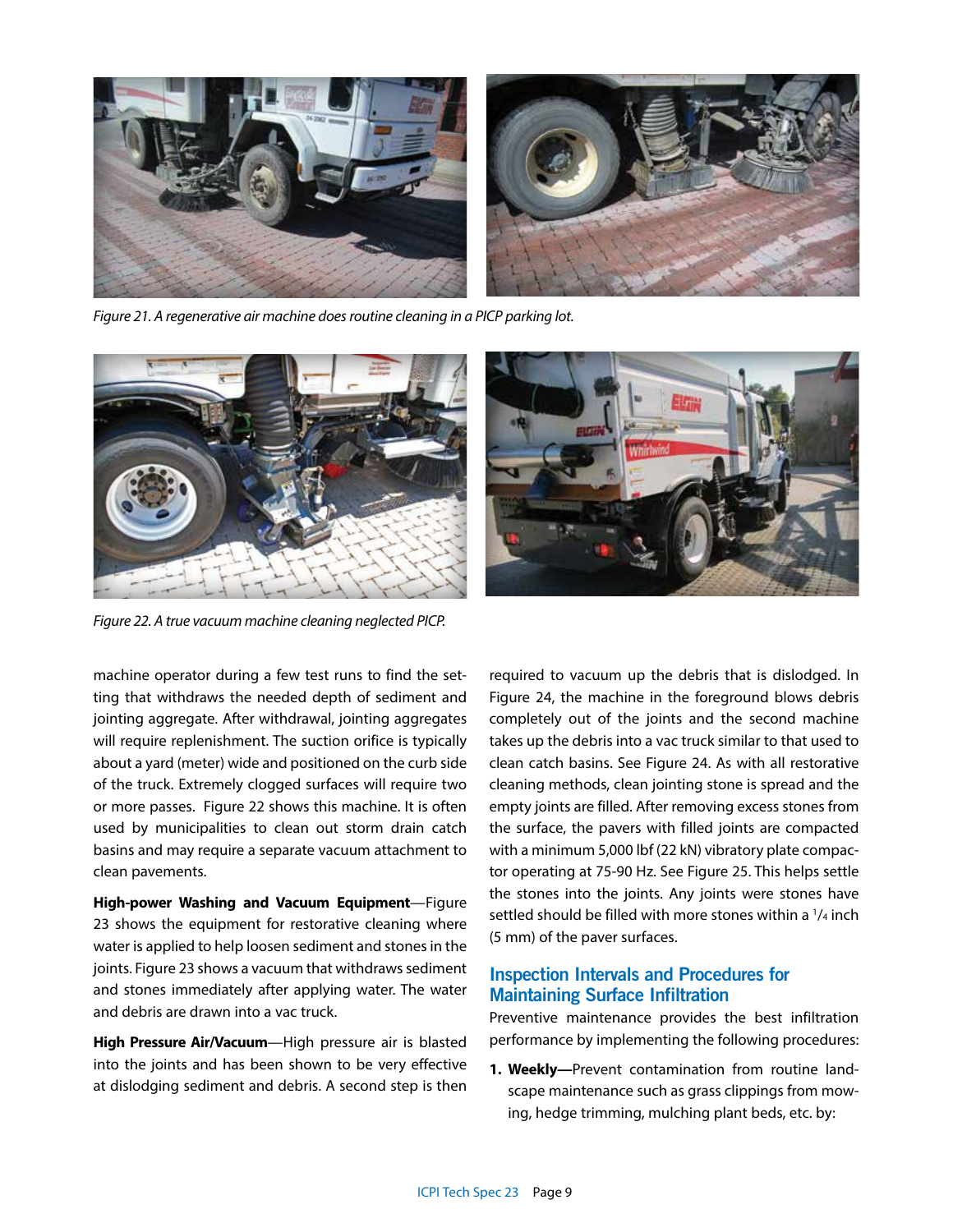*Figure 21. A regenerative air machine does routine cleaning in a PICP parking lot.*

*Figure 22. A true vacuum machine cleaning neglected PICP.*

machine operator during a few test runs to find the setting that withdraws the needed depth of sediment and jointing aggregate. After withdrawal, jointing aggregates will require replenishment. The suction orifice is typically about a yard (meter) wide and positioned on the curb side of the truck. Extremely clogged surfaces will require two or more passes. Figure 22 shows this machine. It is often used by municipalities to clean out storm drain catch basins and may require a separate vacuum attachment to clean pavements.

**High-power Washing and Vacuum Equipment**—Figure 23 shows the equipment for restorative cleaning where water is applied to help loosen sediment and stones in the joints. Figure 23 shows a vacuum that withdraws sediment and stones immediately after applying water. The water and debris are drawn into a vac truck.

**High Pressure Air/Vacuum**—High pressure air is blasted into the joints and has been shown to be very effective at dislodging sediment and debris. A second step is then required to vacuum up the debris that is dislodged. In Figure 24, the machine in the foreground blows debris completely out of the joints and the second machine takes up the debris into a vac truck similar to that used to clean catch basins. See Figure 24. As with all restorative cleaning methods, clean jointing stone is spread and the empty joints are filled. After removing excess stones from the surface, the pavers with filled joints are compacted with a minimum 5,000 lbf (22 kN) vibratory plate compactor operating at 75-90 Hz. See Figure 25. This helps settle the stones into the joints. Any joints were stones have settled should be filled with more stones within a 1/4 inch (5 mm) of the paver surfaces.

## Inspection Intervals and Procedures for Maintaining Surface Infiltration

Preventive maintenance provides the best infiltration performance by implementing the following procedures:

1. **Weekly—**Prevent contamination from routine landscape maintenance such as grass clippings from mowing, hedge trimming, mulching plant beds, etc. by: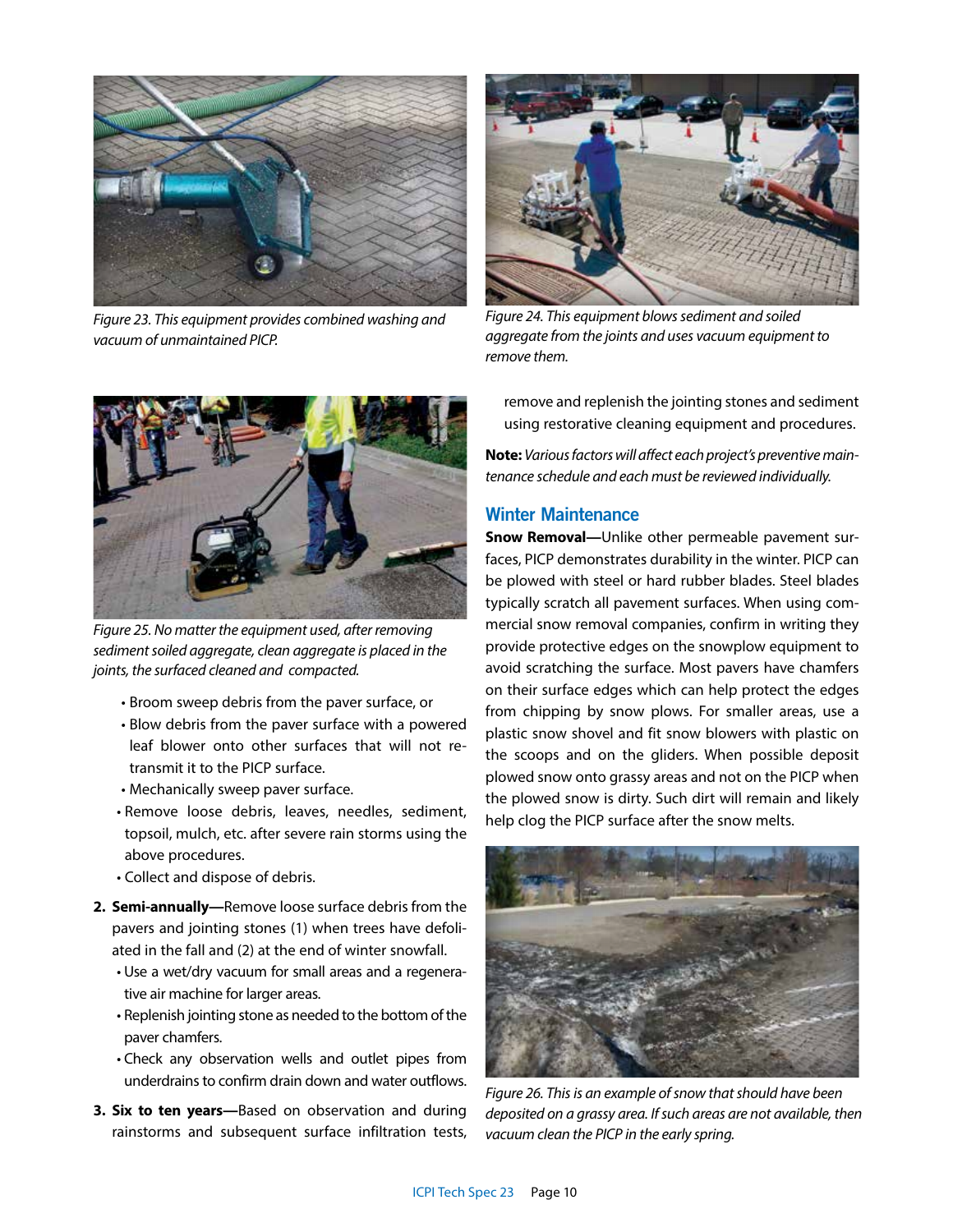Figure 23. This equipment provides combined washing and vacuum of unmaintained PICP.

Figure 24. This equipment blows sediment and soiled aggregate from the joints and uses vacuum equipment to remove them.

Figure 25. No matter the equipment used, after removing sediment soiled aggregate, clean aggregate is placed in the joints, the surfaced cleaned and compacted.

- Broom sweep debris from the paver surface, or
- Blow debris from the paver surface with a powered leaf blower onto other surfaces that will not re-transmit it to the PICP surface.
- Mechanically sweep paver surface.
- Remove loose debris, leaves, needles, sediment, topsoil, mulch, etc. after severe rain storms using the above procedures.
- Collect and dispose of debris.

2. **Semi-annually—**Remove loose surface debris from the pavers and jointing stones (1) when trees have defoliated in the fall and (2) at the end of winter snowfall.
   - Use a wet/dry vacuum for small areas and a regenerative air machine for larger areas.
   - Replenish jointing stone as needed to the bottom of the paver chamfers.
   - Check any observation wells and outlet pipes from underdrains to confirm drain down and water outflows.
3. **Six to ten years—**Based on observation and during rainstorms and subsequent surface infiltration tests, remove and replenish the jointing stones and sediment using restorative cleaning equipment and procedures.

**Note:** *Various factors will affect each project's preventive maintenance schedule and each must be reviewed individually.*

## Winter Maintenance

**Snow Removal—**Unlike other permeable pavement surfaces, PICP demonstrates durability in the winter. PICP can be plowed with steel or hard rubber blades. Steel blades typically scratch all pavement surfaces. When using commercial snow removal companies, confirm in writing they provide protective edges on the snowplow equipment to avoid scratching the surface. Most pavers have chamfers on their surface edges which can help protect the edges from chipping by snow plows. For smaller areas, use a plastic snow shovel and fit snow blowers with plastic on the scoops and on the gliders. When possible deposit plowed snow onto grassy areas and not on the PICP when the plowed snow is dirty. Such dirt will remain and likely help clog the PICP surface after the snow melts.

Figure 26. This is an example of snow that should have been deposited on a grassy area. If such areas are not available, then vacuum clean the PICP in the early spring.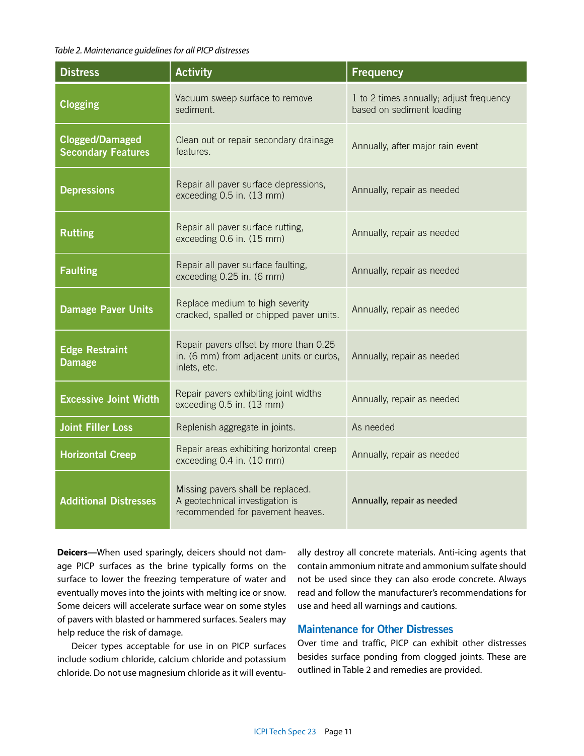*Table 2. Maintenance guidelines for all PICP distresses*

| Distress | Activity | Frequency |
|---|---|---|
| **Clogging** | Vacuum sweep surface to remove sediment. | 1 to 2 times annually; adjust frequency based on sediment loading |
| **Clogged/Damaged Secondary Features** | Clean out or repair secondary drainage features. | Annually, after major rain event |
| **Depressions** | Repair all paver surface depressions, exceeding 0.5 in. (13 mm) | Annually, repair as needed |
| **Rutting** | Repair all paver surface rutting, exceeding 0.6 in. (15 mm) | Annually, repair as needed |
| **Faulting** | Repair all paver surface faulting, exceeding 0.25 in. (6 mm) | Annually, repair as needed |
| **Damage Paver Units** | Replace medium to high severity cracked, spalled or chipped paver units. | Annually, repair as needed |
| **Edge Restraint Damage** | Repair pavers offset by more than 0.25 in. (6 mm) from adjacent units or curbs, inlets, etc. | Annually, repair as needed |
| **Excessive Joint Width** | Repair pavers exhibiting joint widths exceeding 0.5 in. (13 mm) | Annually, repair as needed |
| **Joint Filler Loss** | Replenish aggregate in joints. | As needed |
| **Horizontal Creep** | Repair areas exhibiting horizontal creep exceeding 0.4 in. (10 mm) | Annually, repair as needed |
| **Additional Distresses** | Missing pavers shall be replaced. A geotechnical investigation is recommended for pavement heaves. | Annually, repair as needed |

**Deicers—**When used sparingly, deicers should not damage PICP surfaces as the brine typically forms on the surface to lower the freezing temperature of water and eventually moves into the joints with melting ice or snow. Some deicers will accelerate surface wear on some styles of pavers with blasted or hammered surfaces. Sealers may help reduce the risk of damage.

Deicer types acceptable for use in on PICP surfaces include sodium chloride, calcium chloride and potassium chloride. Do not use magnesium chloride as it will eventually destroy all concrete materials. Anti-icing agents that contain ammonium nitrate and ammonium sulfate should not be used since they can also erode concrete. Always read and follow the manufacturer's recommendations for use and heed all warnings and cautions.

## Maintenance for Other Distresses

Over time and traffic, PICP can exhibit other distresses besides surface ponding from clogged joints. These are outlined in Table 2 and remedies are provided.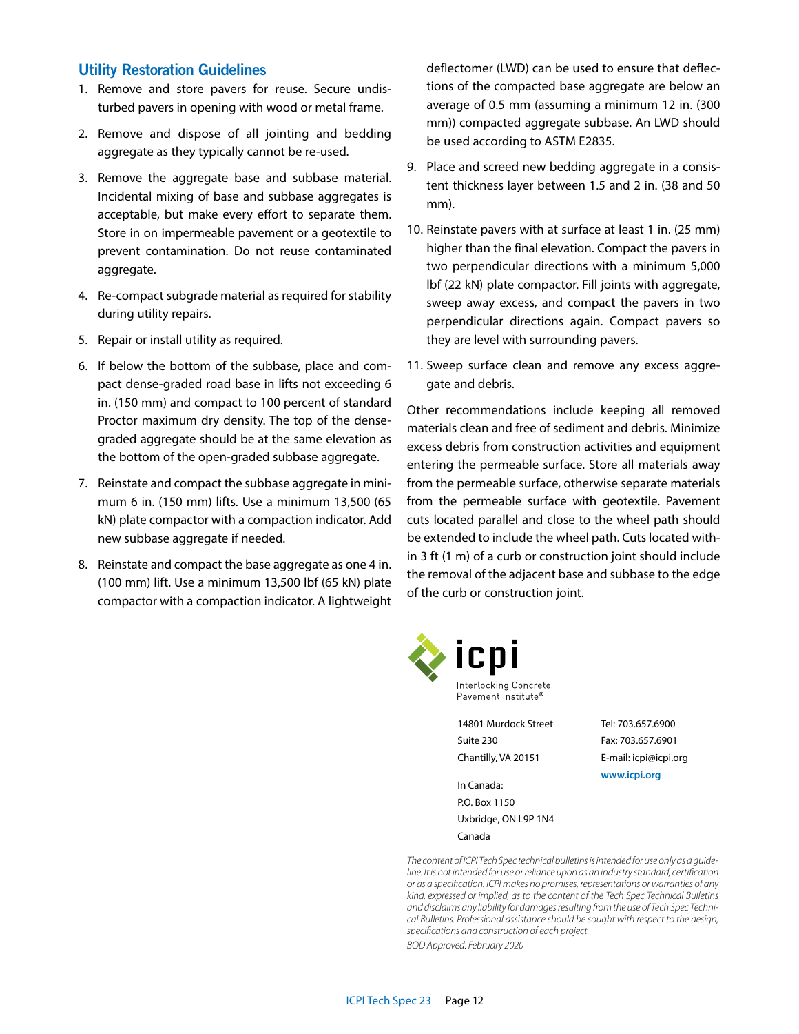## Utility Restoration Guidelines

1. Remove and store pavers for reuse. Secure undisturbed pavers in opening with wood or metal frame.
2. Remove and dispose of all jointing and bedding aggregate as they typically cannot be re-used.
3. Remove the aggregate base and subbase material. Incidental mixing of base and subbase aggregates is acceptable, but make every effort to separate them. Store in on impermeable pavement or a geotextile to prevent contamination. Do not reuse contaminated aggregate.
4. Re-compact subgrade material as required for stability during utility repairs.
5. Repair or install utility as required.
6. If below the bottom of the subbase, place and compact dense-graded road base in lifts not exceeding 6 in. (150 mm) and compact to 100 percent of standard Proctor maximum dry density. The top of the dense-graded aggregate should be at the same elevation as the bottom of the open-graded subbase aggregate.
7. Reinstate and compact the subbase aggregate in minimum 6 in. (150 mm) lifts. Use a minimum 13,500 (65 kN) plate compactor with a compaction indicator. Add new subbase aggregate if needed.
8. Reinstate and compact the base aggregate as one 4 in. (100 mm) lift. Use a minimum 13,500 lbf (65 kN) plate compactor with a compaction indicator. A lightweight deflectomer (LWD) can be used to ensure that deflections of the compacted base aggregate are below an average of 0.5 mm (assuming a minimum 12 in. (300 mm)) compacted aggregate subbase. An LWD should be used according to ASTM E2835.
9. Place and screed new bedding aggregate in a consistent thickness layer between 1.5 and 2 in. (38 and 50 mm).
10. Reinstate pavers with at surface at least 1 in. (25 mm) higher than the final elevation. Compact the pavers in two perpendicular directions with a minimum 5,000 lbf (22 kN) plate compactor. Fill joints with aggregate, sweep away excess, and compact the pavers in two perpendicular directions again. Compact pavers so they are level with surrounding pavers.
11. Sweep surface clean and remove any excess aggregate and debris.

Other recommendations include keeping all removed materials clean and free of sediment and debris. Minimize excess debris from construction activities and equipment entering the permeable surface. Store all materials away from the permeable surface, otherwise separate materials from the permeable surface with geotextile. Pavement cuts located parallel and close to the wheel path should be extended to include the wheel path. Cuts located within 3 ft (1 m) of a curb or construction joint should include the removal of the adjacent base and subbase to the edge of the curb or construction joint.

icpi
Interlocking Concrete Pavement Institute®

14801 Murdock Street
Suite 230
Chantilly, VA 20151

In Canada:
P.O. Box 1150
Uxbridge, ON L9P 1N4
Canada

Tel: 703.657.6900
Fax: 703.657.6901
E-mail: icpi@icpi.org
**www.icpi.org**

*The content of ICPI Tech Spec technical bulletins is intended for use only as a guideline. It is not intended for use or reliance upon as an industry standard, certification or as a specification. ICPI makes no promises, representations or warranties of any kind, expressed or implied, as to the content of the Tech Spec Technical Bulletins and disclaims any liability for damages resulting from the use of Tech Spec Technical Bulletins. Professional assistance should be sought with respect to the design, specifications and construction of each project.*

*BOD Approved: February 2020*